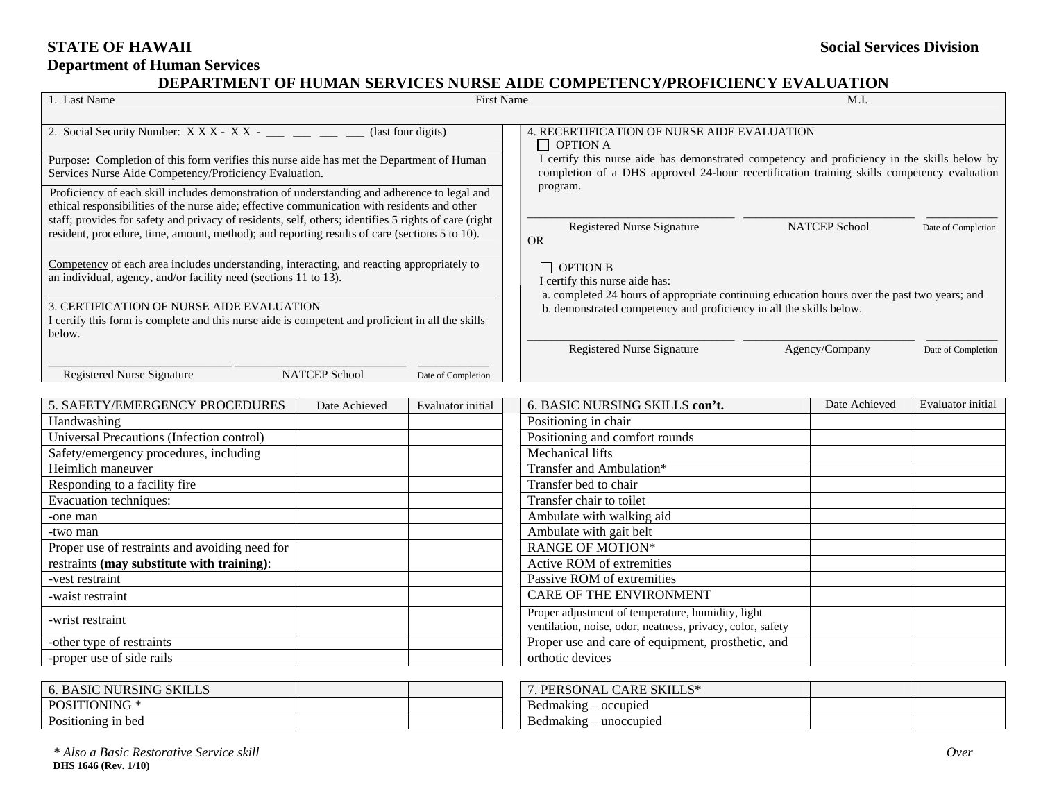**STATE OF HAWAII** **Social Services Division**

**Department of Human Services**

# DEPARTMENT OF HUMAN SERVICES NURSE AIDE COMPETENCY/PROFICIENCY EVALUATION

1. Last Name First Name M.I.

2. Social Security Number: X X X - X X - ___ ___ ___ ___ (last four digits)

Purpose: Completion of this form verifies this nurse aide has met the Department of Human Services Nurse Aide Competency/Proficiency Evaluation.

Proficiency of each skill includes demonstration of understanding and adherence to legal and ethical responsibilities of the nurse aide; effective communication with residents and other staff; provides for safety and privacy of residents, self, others; identifies 5 rights of care (right resident, procedure, time, amount, method); and reporting results of care (sections 5 to 10).

Competency of each area includes understanding, interacting, and reacting appropriately to an individual, agency, and/or facility need (sections 11 to 13).

3. CERTIFICATION OF NURSE AIDE EVALUATION

I certify this form is complete and this nurse aide is competent and proficient in all the skills below.

_______________________ _______________________ ___________

Registered Nurse Signature NATCEP School Date of Completion

4. RECERTIFICATION OF NURSE AIDE EVALUATION

☐ OPTION A

I certify this nurse aide has demonstrated competency and proficiency in the skills below by completion of a DHS approved 24-hour recertification training skills competency evaluation program.

_______________________ _______________________ ___________

Registered Nurse Signature NATCEP School Date of Completion

OR

☐ OPTION B

I certify this nurse aide has:

a. completed 24 hours of appropriate continuing education hours over the past two years; and
b. demonstrated competency and proficiency in all the skills below.

_______________________ _______________________ ___________

Registered Nurse Signature Agency/Company Date of Completion

| 5. SAFETY/EMERGENCY PROCEDURES | Date Achieved | Evaluator initial |
|---|---|---|
| Handwashing | | |
| Universal Precautions (Infection control) | | |
| Safety/emergency procedures, including Heimlich maneuver | | |
| Responding to a facility fire | | |
| Evacuation techniques: | | |
| -one man | | |
| -two man | | |
| Proper use of restraints and avoiding need for restraints **(may substitute with training)**: | | |
| -vest restraint | | |
| -waist restraint | | |
| -wrist restraint | | |
| -other type of restraints | | |
| -proper use of side rails | | |

| 6. BASIC NURSING SKILLS | | |
|---|---|---|
| POSITIONING * | | |
| Positioning in bed | | |

| 6. BASIC NURSING SKILLS **con't.** | Date Achieved | Evaluator initial |
|---|---|---|
| Positioning in chair | | |
| Positioning and comfort rounds | | |
| Mechanical lifts | | |
| Transfer and Ambulation* | | |
| Transfer bed to chair | | |
| Transfer chair to toilet | | |
| Ambulate with walking aid | | |
| Ambulate with gait belt | | |
| RANGE OF MOTION* | | |
| Active ROM of extremities | | |
| Passive ROM of extremities | | |
| CARE OF THE ENVIRONMENT | | |
| Proper adjustment of temperature, humidity, light ventilation, noise, odor, neatness, privacy, color, safety | | |
| Proper use and care of equipment, prosthetic, and orthotic devices | | |

| 7. PERSONAL CARE SKILLS* | | |
|---|---|---|
| Bedmaking – occupied | | |
| Bedmaking – unoccupied | | |

*\* Also a Basic Restorative Service skill*

Over

DHS 1646 (Rev. 1/10)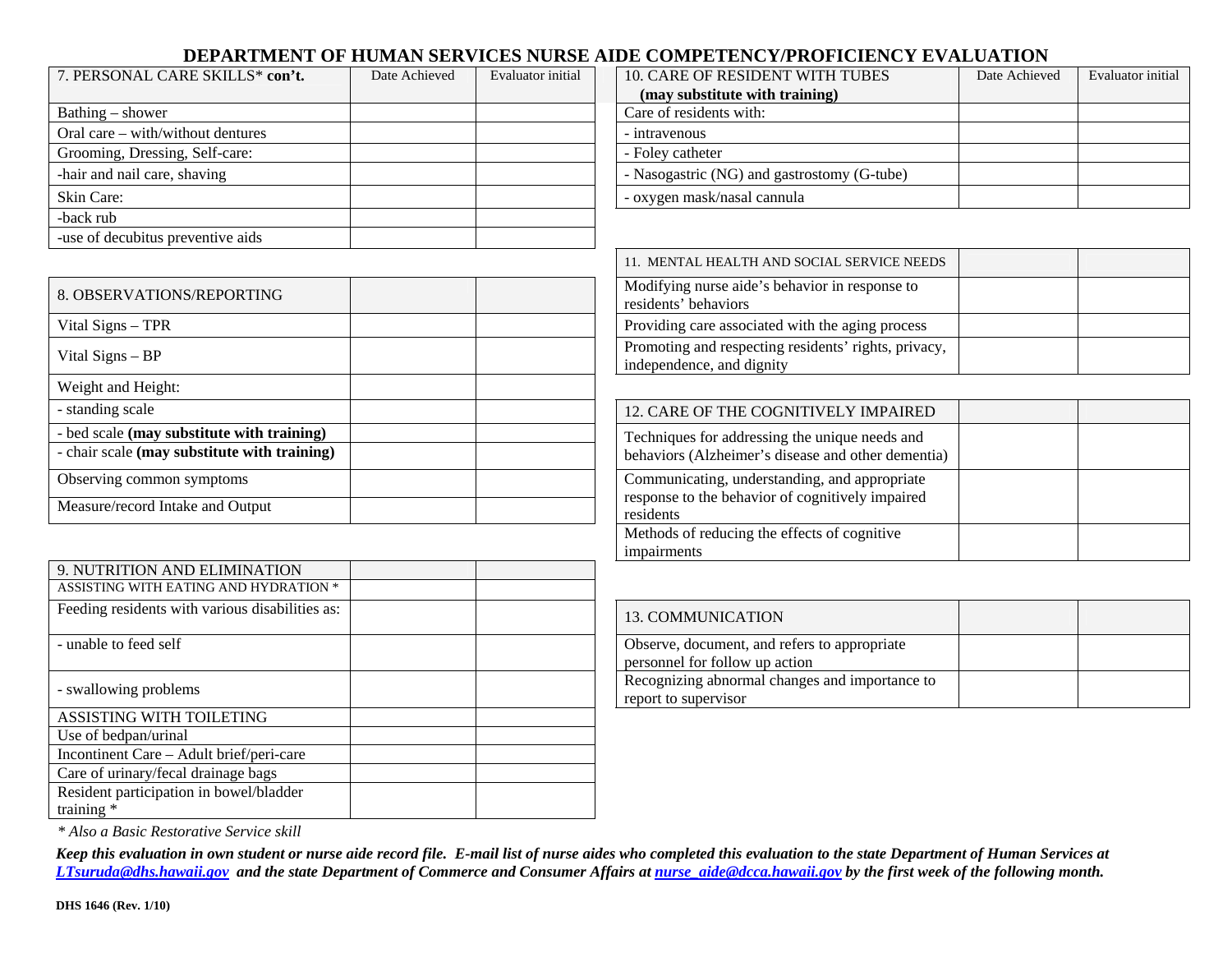# DEPARTMENT OF HUMAN SERVICES NURSE AIDE COMPETENCY/PROFICIENCY EVALUATION

| 7. PERSONAL CARE SKILLS* **con't.** | Date Achieved | Evaluator initial |
|---|---|---|
| Bathing – shower | | |
| Oral care – with/without dentures | | |
| Grooming, Dressing, Self-care: | | |
| -hair and nail care, shaving | | |
| Skin Care: | | |
| -back rub | | |
| -use of decubitus preventive aids | | |

| 8. OBSERVATIONS/REPORTING | | |
|---|---|---|
| Vital Signs – TPR | | |
| Vital Signs – BP | | |
| Weight and Height: | | |
| - standing scale | | |
| - bed scale **(may substitute with training)** | | |
| - chair scale **(may substitute with training)** | | |
| Observing common symptoms | | |
| Measure/record Intake and Output | | |

| 9. NUTRITION AND ELIMINATION | | |
|---|---|---|
| ASSISTING WITH EATING AND HYDRATION * | | |
| Feeding residents with various disabilities as: | | |
| - unable to feed self | | |
| - swallowing problems | | |
| ASSISTING WITH TOILETING | | |
| Use of bedpan/urinal | | |
| Incontinent Care – Adult brief/peri-care | | |
| Care of urinary/fecal drainage bags | | |
| Resident participation in bowel/bladder training * | | |

| 10. CARE OF RESIDENT WITH TUBES **(may substitute with training)** | Date Achieved | Evaluator initial |
|---|---|---|
| Care of residents with: | | |
| - intravenous | | |
| - Foley catheter | | |
| - Nasogastric (NG) and gastrostomy (G-tube) | | |
| - oxygen mask/nasal cannula | | |

| 11. MENTAL HEALTH AND SOCIAL SERVICE NEEDS | | |
|---|---|---|
| Modifying nurse aide's behavior in response to residents' behaviors | | |
| Providing care associated with the aging process | | |
| Promoting and respecting residents' rights, privacy, independence, and dignity | | |

| 12. CARE OF THE COGNITIVELY IMPAIRED | | |
|---|---|---|
| Techniques for addressing the unique needs and behaviors (Alzheimer's disease and other dementia) | | |
| Communicating, understanding, and appropriate response to the behavior of cognitively impaired residents | | |
| Methods of reducing the effects of cognitive impairments | | |

| 13. COMMUNICATION | | |
|---|---|---|
| Observe, document, and refers to appropriate personnel for follow up action | | |
| Recognizing abnormal changes and importance to report to supervisor | | |

*\* Also a Basic Restorative Service skill*

***Keep this evaluation in own student or nurse aide record file. E-mail list of nurse aides who completed this evaluation to the state Department of Human Services at LTsuruda@dhs.hawaii.gov and the state Department of Commerce and Consumer Affairs at nurse_aide@dcca.hawaii.gov by the first week of the following month.***

**DHS 1646 (Rev. 1/10)**